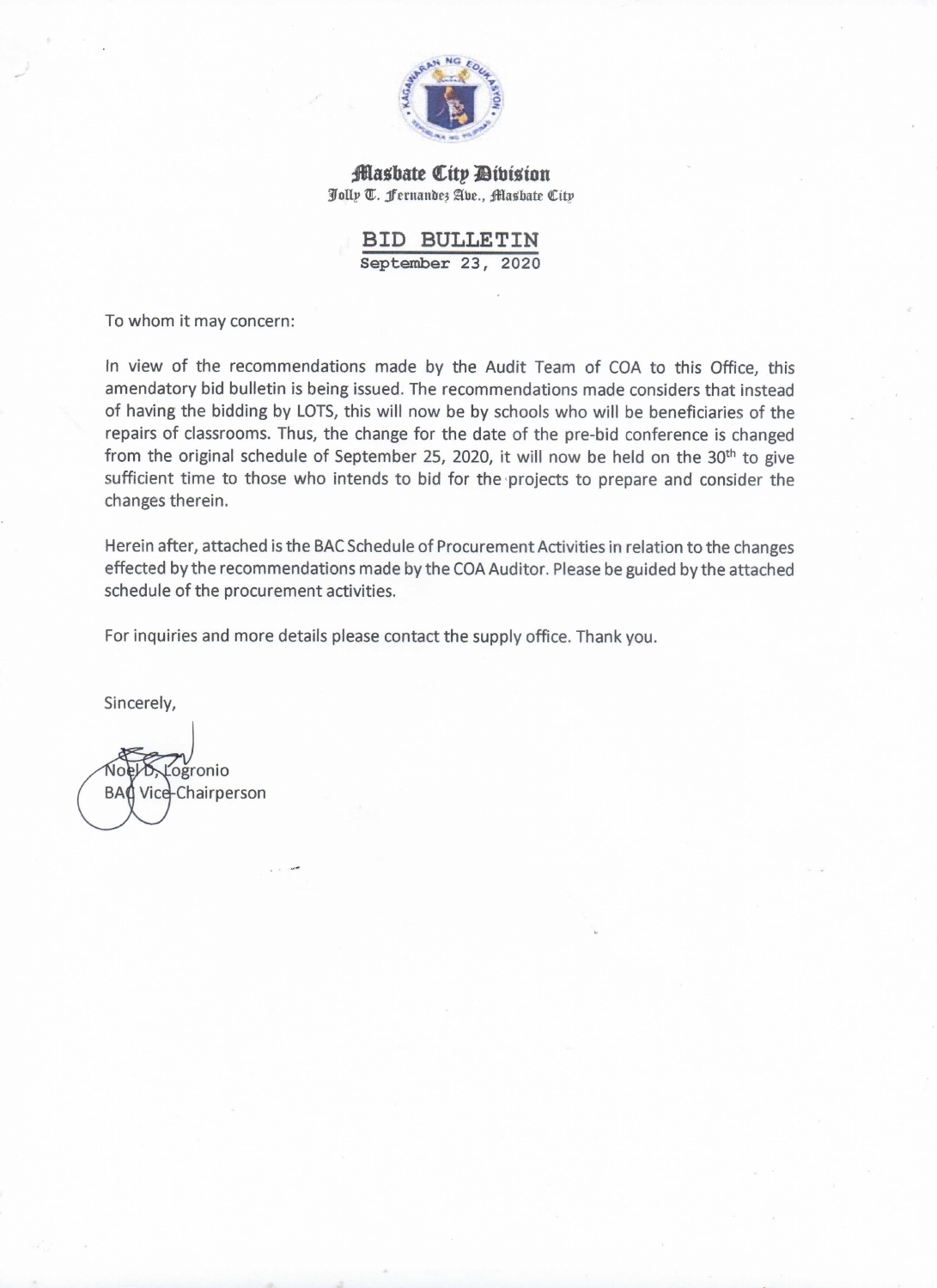**Masbate City Division**
Jolly T. Fernandez Ave., Masbate City

# BID BULLETIN

**September 23, 2020**

To whom it may concern:

In view of the recommendations made by the Audit Team of COA to this Office, this amendatory bid bulletin is being issued. The recommendations made considers that instead of having the bidding by LOTS, this will now be by schools who will be beneficiaries of the repairs of classrooms. Thus, the change for the date of the pre-bid conference is changed from the original schedule of September 25, 2020, it will now be held on the 30th to give sufficient time to those who intends to bid for the projects to prepare and consider the changes therein.

Herein after, attached is the BAC Schedule of Procurement Activities in relation to the changes effected by the recommendations made by the COA Auditor. Please be guided by the attached schedule of the procurement activities.

For inquiries and more details please contact the supply office. Thank you.

Sincerely,

Noel D. Logronio
BAC Vice-Chairperson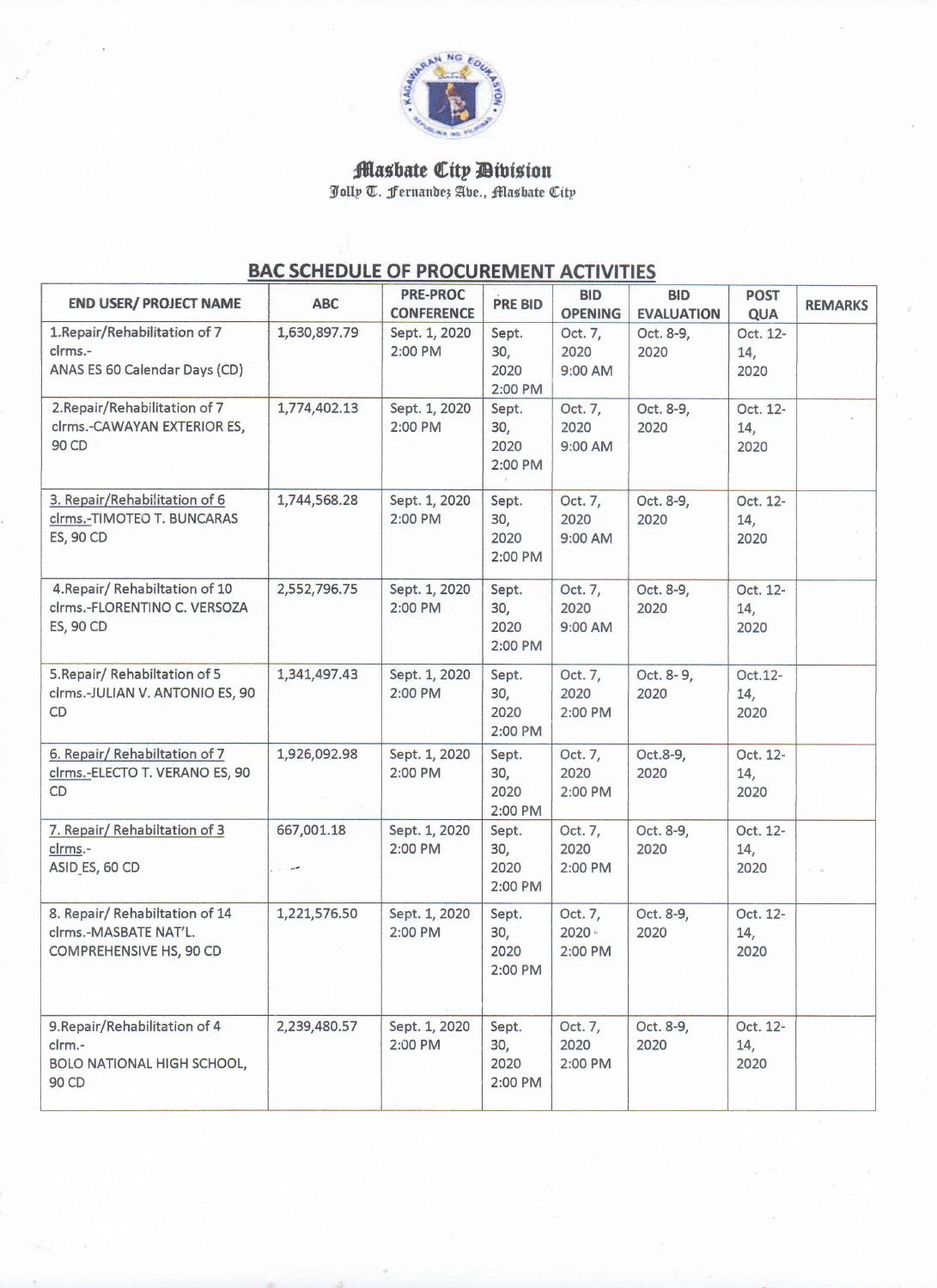**Masbate City Division**

Jolly T. Fernandez Ave., Masbate City

## BAC SCHEDULE OF PROCUREMENT ACTIVITIES

| END USER/ PROJECT NAME | ABC | PRE-PROC CONFERENCE | PRE BID | BID OPENING | BID EVALUATION | POST QUA | REMARKS |
|---|---|---|---|---|---|---|---|
| 1.Repair/Rehabilitation of 7 clrms.- ANAS ES 60 Calendar Days (CD) | 1,630,897.79 | Sept. 1, 2020 2:00 PM | Sept. 30, 2020 2:00 PM | Oct. 7, 2020 9:00 AM | Oct. 8-9, 2020 | Oct. 12-14, 2020 | |
| 2.Repair/Rehabilitation of 7 clrms.-CAWAYAN EXTERIOR ES, 90 CD | 1,774,402.13 | Sept. 1, 2020 2:00 PM | Sept. 30, 2020 2:00 PM | Oct. 7, 2020 9:00 AM | Oct. 8-9, 2020 | Oct. 12-14, 2020 | |
| 3. Repair/Rehabilitation of 6 clrms.-TIMOTEO T. BUNCARAS ES, 90 CD | 1,744,568.28 | Sept. 1, 2020 2:00 PM | Sept. 30, 2020 2:00 PM | Oct. 7, 2020 9:00 AM | Oct. 8-9, 2020 | Oct. 12-14, 2020 | |
| 4.Repair/ Rehabiltation of 10 clrms.-FLORENTINO C. VERSOZA ES, 90 CD | 2,552,796.75 | Sept. 1, 2020 2:00 PM | Sept. 30, 2020 2:00 PM | Oct. 7, 2020 9:00 AM | Oct. 8-9, 2020 | Oct. 12-14, 2020 | |
| 5.Repair/ Rehabilitation of 5 clrms.-JULIAN V. ANTONIO ES, 90 CD | 1,341,497.43 | Sept. 1, 2020 2:00 PM | Sept. 30, 2020 2:00 PM | Oct. 7, 2020 2:00 PM | Oct. 8- 9, 2020 | Oct.12-14, 2020 | |
| 6. Repair/ Rehabiltation of 7 clrms.-ELECTO T. VERANO ES, 90 CD | 1,926,092.98 | Sept. 1, 2020 2:00 PM | Sept. 30, 2020 2:00 PM | Oct. 7, 2020 2:00 PM | Oct.8-9, 2020 | Oct. 12-14, 2020 | |
| 7. Repair/ Rehabiltation of 3 clrms.- ASID ES, 60 CD | 667,001.18 | Sept. 1, 2020 2:00 PM | Sept. 30, 2020 2:00 PM | Oct. 7, 2020 2:00 PM | Oct. 8-9, 2020 | Oct. 12-14, 2020 | |
| 8. Repair/ Rehabilitation of 14 clrms.-MASBATE NAT'L. COMPREHENSIVE HS, 90 CD | 1,221,576.50 | Sept. 1, 2020 2:00 PM | Sept. 30, 2020 2:00 PM | Oct. 7, 2020 2:00 PM | Oct. 8-9, 2020 | Oct. 12-14, 2020 | |
| 9.Repair/Rehabilitation of 4 clrm.- BOLO NATIONAL HIGH SCHOOL, 90 CD | 2,239,480.57 | Sept. 1, 2020 2:00 PM | Sept. 30, 2020 2:00 PM | Oct. 7, 2020 2:00 PM | Oct. 8-9, 2020 | Oct. 12-14, 2020 | |